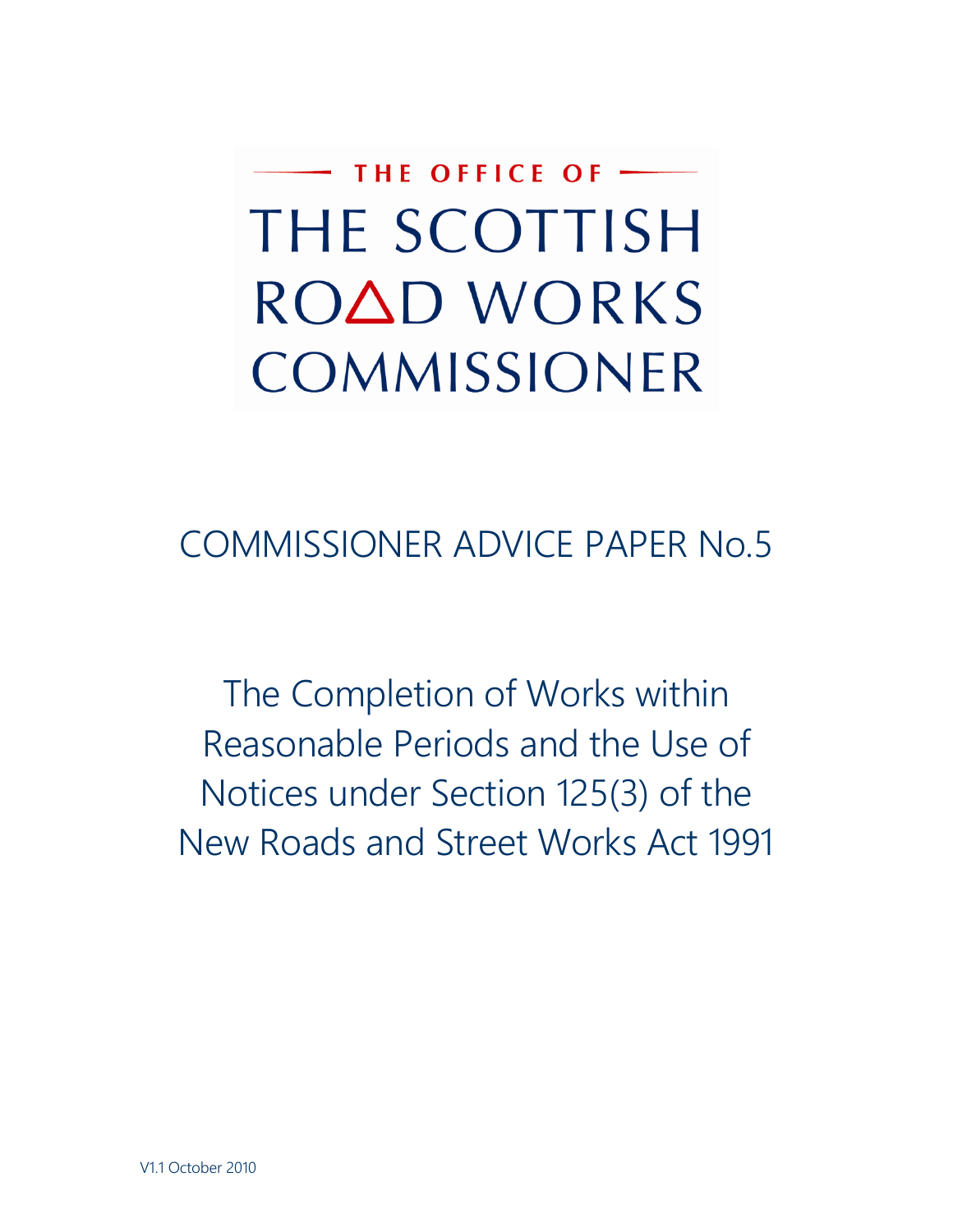THE OFFICE OF

# THE SCOTTISH ROAD WORKS COMMISSIONER

## COMMISSIONER ADVICE PAPER No.5

# The Completion of Works within Reasonable Periods and the Use of Notices under Section 125(3) of the New Roads and Street Works Act 1991

V1.1 October 2010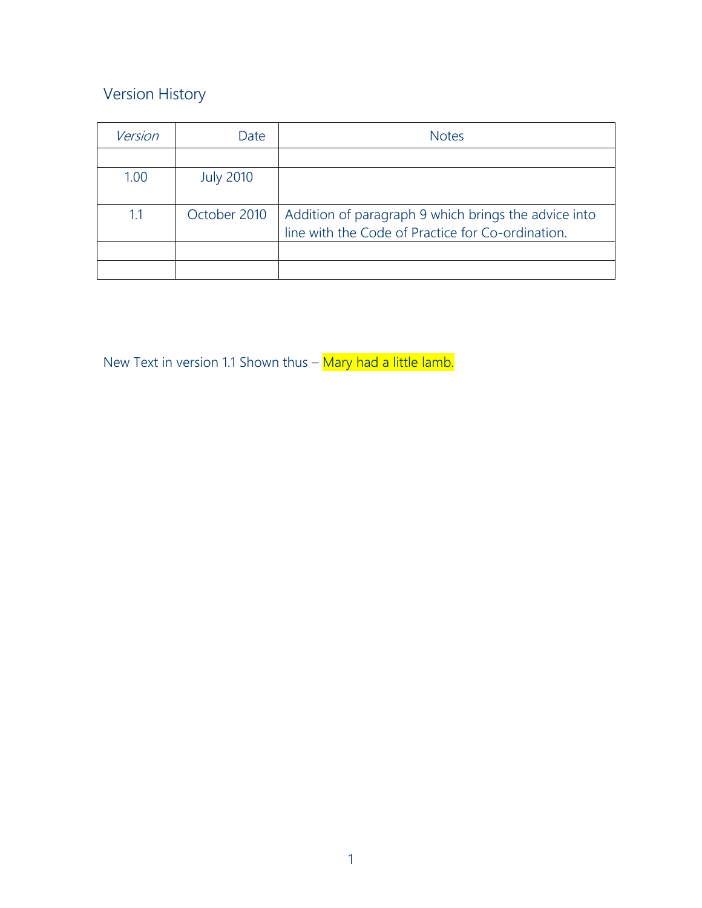## Version History

| *Version* | Date | Notes |
|---|---|---|
| | | |
| 1.00 | July 2010 | |
| 1.1 | October 2010 | Addition of paragraph 9 which brings the advice into line with the Code of Practice for Co-ordination. |
| | | |
| | | |

New Text in version 1.1 Shown thus – Mary had a little lamb.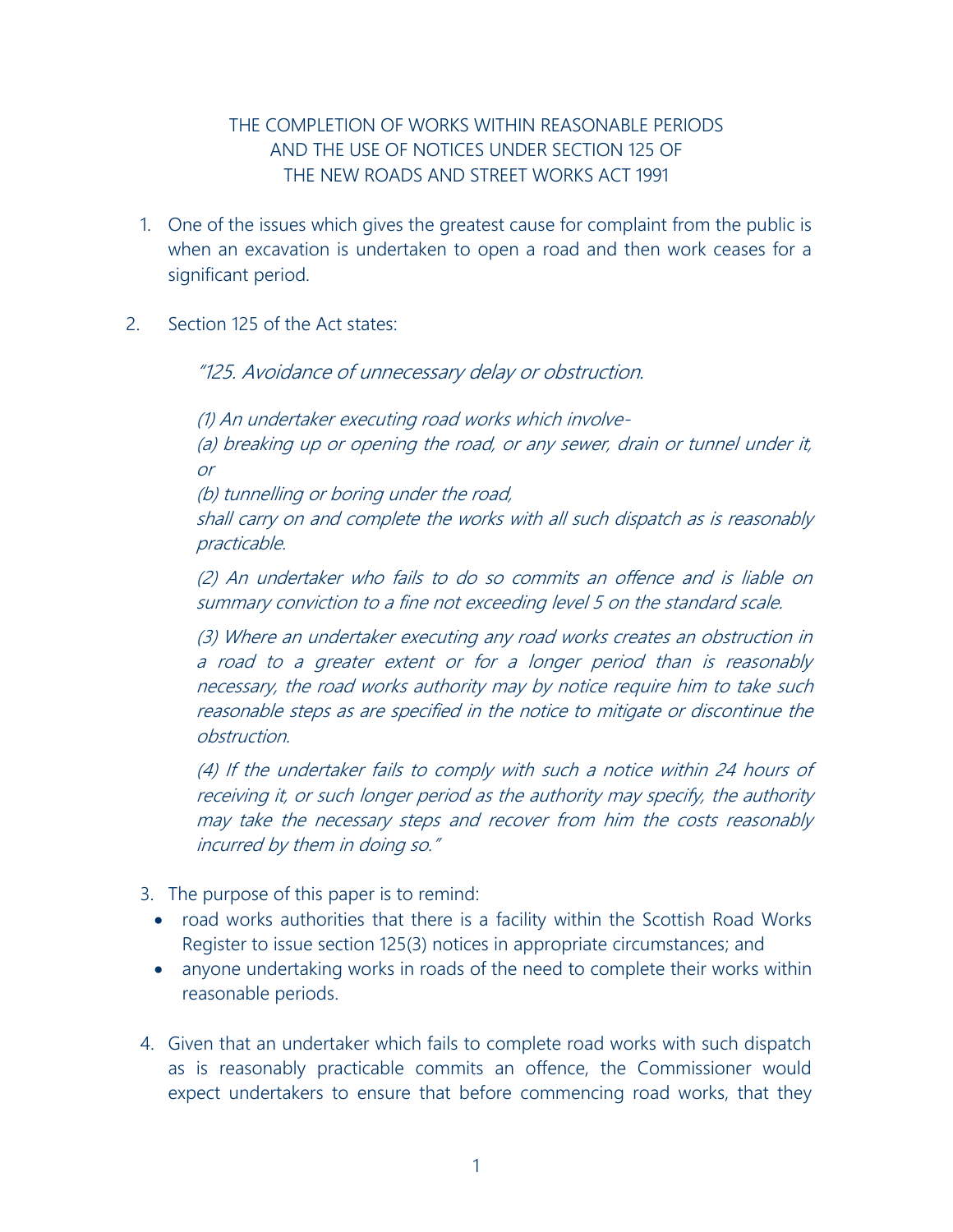THE COMPLETION OF WORKS WITHIN REASONABLE PERIODS AND THE USE OF NOTICES UNDER SECTION 125 OF THE NEW ROADS AND STREET WORKS ACT 1991

1. One of the issues which gives the greatest cause for complaint from the public is when an excavation is undertaken to open a road and then work ceases for a significant period.

2. Section 125 of the Act states:

   *"125. Avoidance of unnecessary delay or obstruction.*

   *(1) An undertaker executing road works which involve-*
   *(a) breaking up or opening the road, or any sewer, drain or tunnel under it, or*
   *(b) tunnelling or boring under the road,*
   *shall carry on and complete the works with all such dispatch as is reasonably practicable.*

   *(2) An undertaker who fails to do so commits an offence and is liable on summary conviction to a fine not exceeding level 5 on the standard scale.*

   *(3) Where an undertaker executing any road works creates an obstruction in a road to a greater extent or for a longer period than is reasonably necessary, the road works authority may by notice require him to take such reasonable steps as are specified in the notice to mitigate or discontinue the obstruction.*

   *(4) If the undertaker fails to comply with such a notice within 24 hours of receiving it, or such longer period as the authority may specify, the authority may take the necessary steps and recover from him the costs reasonably incurred by them in doing so."*

3. The purpose of this paper is to remind:
   - road works authorities that there is a facility within the Scottish Road Works Register to issue section 125(3) notices in appropriate circumstances; and
   - anyone undertaking works in roads of the need to complete their works within reasonable periods.

4. Given that an undertaker which fails to complete road works with such dispatch as is reasonably practicable commits an offence, the Commissioner would expect undertakers to ensure that before commencing road works, that they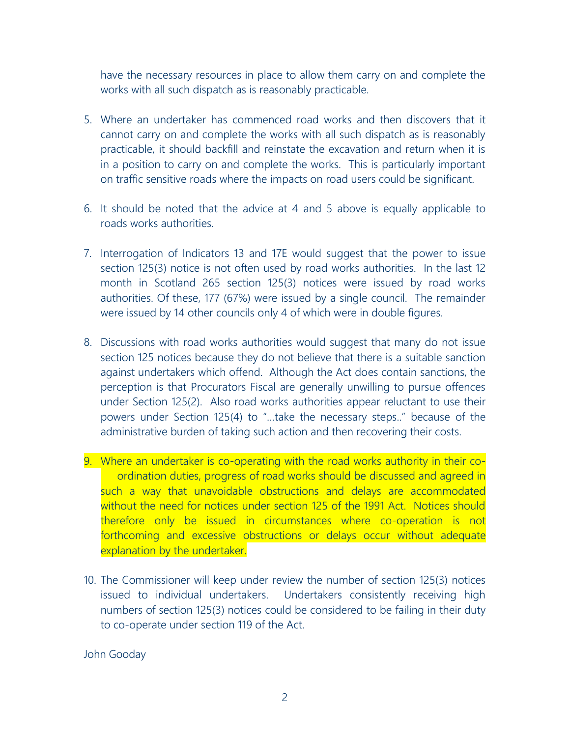have the necessary resources in place to allow them carry on and complete the works with all such dispatch as is reasonably practicable.

5. Where an undertaker has commenced road works and then discovers that it cannot carry on and complete the works with all such dispatch as is reasonably practicable, it should backfill and reinstate the excavation and return when it is in a position to carry on and complete the works. This is particularly important on traffic sensitive roads where the impacts on road users could be significant.

6. It should be noted that the advice at 4 and 5 above is equally applicable to roads works authorities.

7. Interrogation of Indicators 13 and 17E would suggest that the power to issue section 125(3) notice is not often used by road works authorities. In the last 12 month in Scotland 265 section 125(3) notices were issued by road works authorities. Of these, 177 (67%) were issued by a single council. The remainder were issued by 14 other councils only 4 of which were in double figures.

8. Discussions with road works authorities would suggest that many do not issue section 125 notices because they do not believe that there is a suitable sanction against undertakers which offend. Although the Act does contain sanctions, the perception is that Procurators Fiscal are generally unwilling to pursue offences under Section 125(2). Also road works authorities appear reluctant to use their powers under Section 125(4) to "…take the necessary steps.." because of the administrative burden of taking such action and then recovering their costs.

9. Where an undertaker is co-operating with the road works authority in their co-ordination duties, progress of road works should be discussed and agreed in such a way that unavoidable obstructions and delays are accommodated without the need for notices under section 125 of the 1991 Act. Notices should therefore only be issued in circumstances where co-operation is not forthcoming and excessive obstructions or delays occur without adequate explanation by the undertaker.

10. The Commissioner will keep under review the number of section 125(3) notices issued to individual undertakers. Undertakers consistently receiving high numbers of section 125(3) notices could be considered to be failing in their duty to co-operate under section 119 of the Act.

John Gooday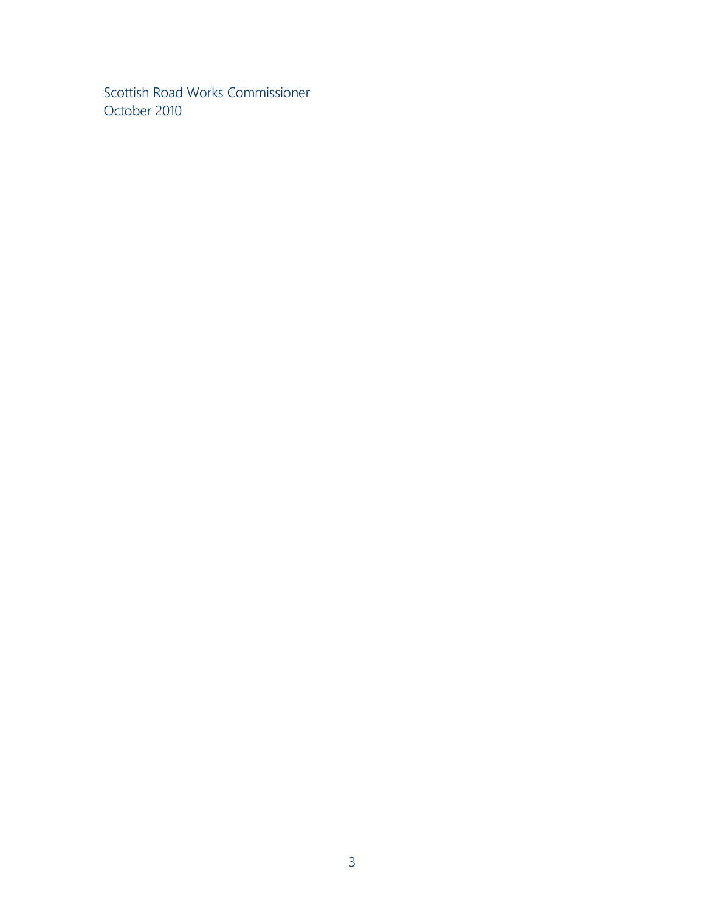Scottish Road Works Commissioner
October 2010